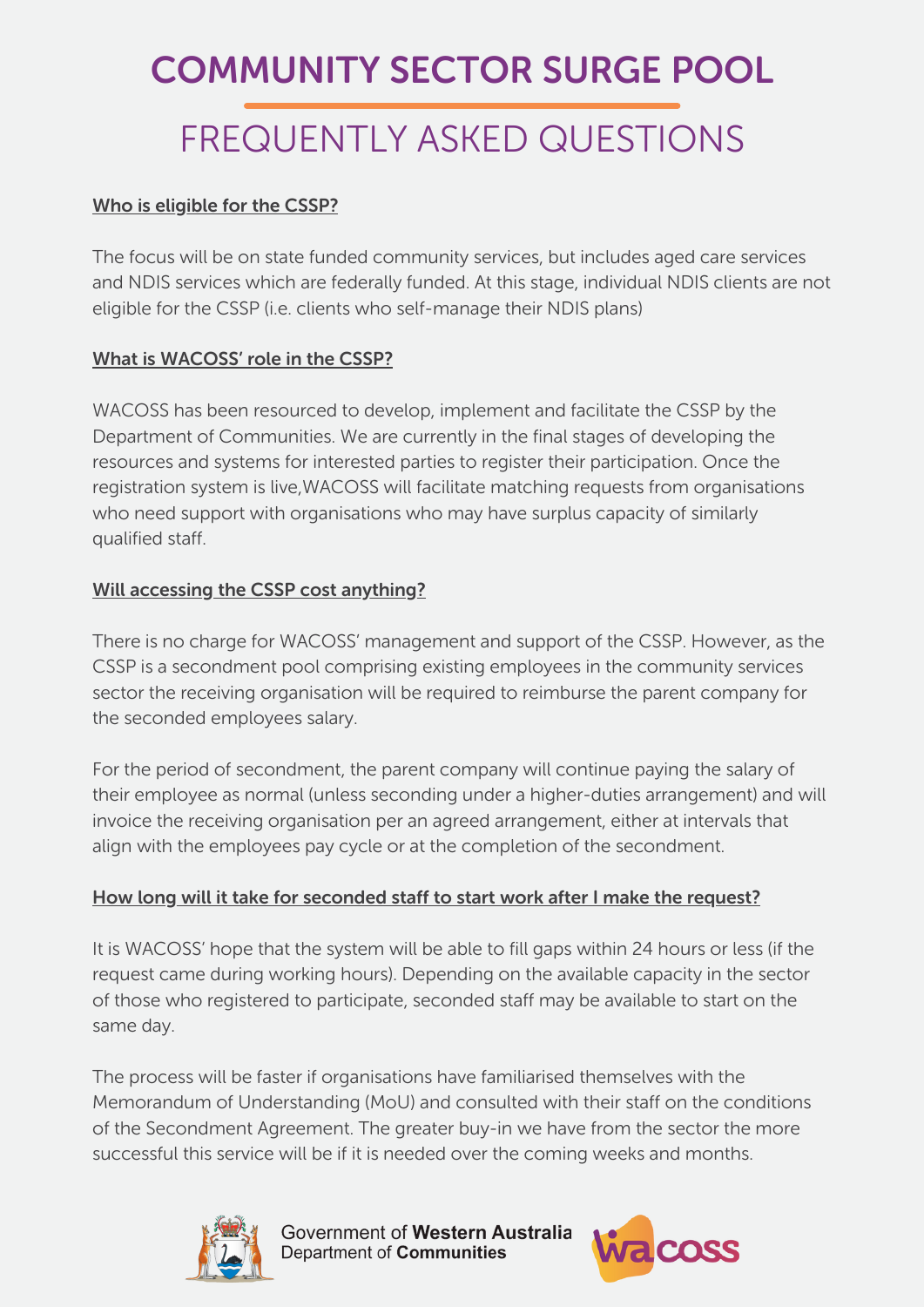# COMMUNITY SECTOR SURGE POOL

## FREQUENTLY ASKED QUESTIONS

### Who is eligible for the CSSP?

The focus will be on state funded community services, but includes aged care services and NDIS services which are federally funded. At this stage, individual NDIS clients are not eligible for the CSSP (i.e. clients who self-manage their NDIS plans)

### What is WACOSS' role in the CSSP?

WACOSS has been resourced to develop, implement and facilitate the CSSP by the Department of Communities. We are currently in the final stages of developing the resources and systems for interested parties to register their participation. Once the registration system is live,WACOSS will facilitate matching requests from organisations who need support with organisations who may have surplus capacity of similarly qualified staff.

### Will accessing the CSSP cost anything?

There is no charge for WACOSS' management and support of the CSSP. However, as the CSSP is a secondment pool comprising existing employees in the community services sector the receiving organisation will be required to reimburse the parent company for the seconded employees salary.

For the period of secondment, the parent company will continue paying the salary of their employee as normal (unless seconding under a higher-duties arrangement) and will invoice the receiving organisation per an agreed arrangement, either at intervals that align with the employees pay cycle or at the completion of the secondment.

### How long will it take for seconded staff to start work after I make the request?

It is WACOSS' hope that the system will be able to fill gaps within 24 hours or less (if the request came during working hours). Depending on the available capacity in the sector of those who registered to participate, seconded staff may be available to start on the same day.

The process will be faster if organisations have familiarised themselves with the Memorandum of Understanding (MoU) and consulted with their staff on the conditions of the Secondment Agreement. The greater buy-in we have from the sector the more successful this service will be if it is needed over the coming weeks and months.

Government of **Western Australia**
Department of **Communities**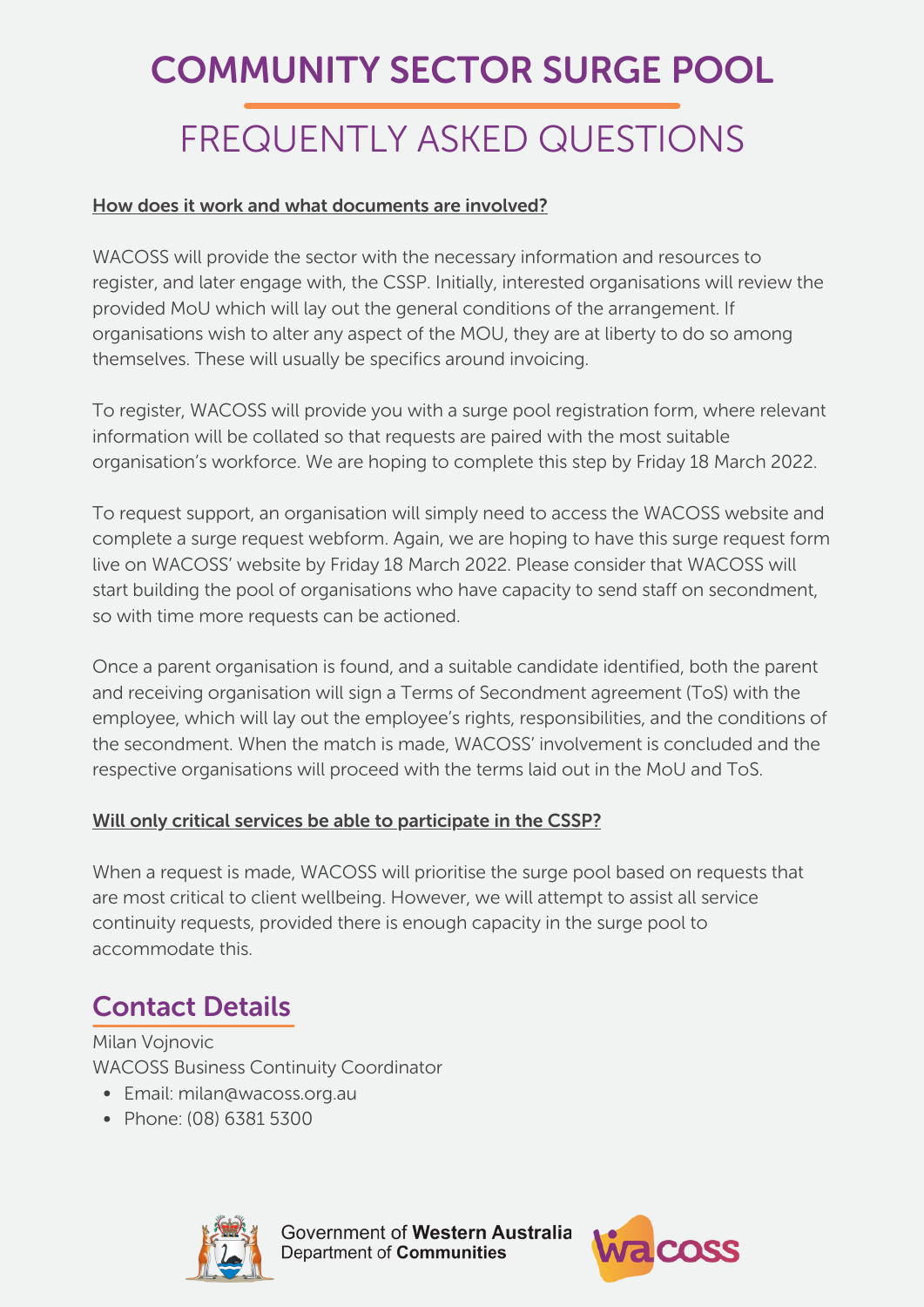# COMMUNITY SECTOR SURGE POOL

## FREQUENTLY ASKED QUESTIONS

**How does it work and what documents are involved?**

WACOSS will provide the sector with the necessary information and resources to register, and later engage with, the CSSP. Initially, interested organisations will review the provided MoU which will lay out the general conditions of the arrangement. If organisations wish to alter any aspect of the MOU, they are at liberty to do so among themselves. These will usually be specifics around invoicing.

To register, WACOSS will provide you with a surge pool registration form, where relevant information will be collated so that requests are paired with the most suitable organisation's workforce. We are hoping to complete this step by Friday 18 March 2022.

To request support, an organisation will simply need to access the WACOSS website and complete a surge request webform. Again, we are hoping to have this surge request form live on WACOSS' website by Friday 18 March 2022. Please consider that WACOSS will start building the pool of organisations who have capacity to send staff on secondment, so with time more requests can be actioned.

Once a parent organisation is found, and a suitable candidate identified, both the parent and receiving organisation will sign a Terms of Secondment agreement (ToS) with the employee, which will lay out the employee's rights, responsibilities, and the conditions of the secondment. When the match is made, WACOSS' involvement is concluded and the respective organisations will proceed with the terms laid out in the MoU and ToS.

**Will only critical services be able to participate in the CSSP?**

When a request is made, WACOSS will prioritise the surge pool based on requests that are most critical to client wellbeing. However, we will attempt to assist all service continuity requests, provided there is enough capacity in the surge pool to accommodate this.

## Contact Details

Milan Vojnovic
WACOSS Business Continuity Coordinator

- Email: milan@wacoss.org.au
- Phone: (08) 6381 5300

Government of **Western Australia**
Department of **Communities**

wacoss